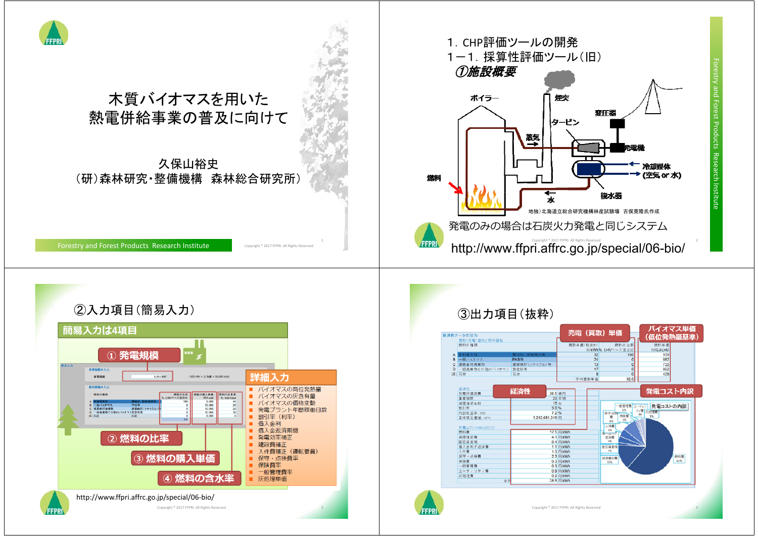# 木質バイオマスを用いた熱電併給事業の普及に向けて

久保山裕史
(研)森林研究・整備機構　森林総合研究所

---

## 1. CHP評価ツールの開発

### 1－1. 採算性評価ツール(旧)

#### ①施設概要

ボイラー　煙突　タービン　蒸気　変圧器　発電機　燃料　冷却媒体(空気 or 水)　水　復水器

地独)北海道立総合研究機構林産試験場　古俣寛隆氏作成

発電のみの場合は石炭火力発電と同じシステム

http://www.ffpri.affrc.go.jp/special/06-bio/

---

#### ②入力項目(簡易入力)

**簡易入力は4項目**

① 発電規模
② 燃料の比率
③ 燃料の購入単価
④ 燃料の含水率

**詳細入力**

- バイオマスの高位発熱量
- バイオマスの灰含有量
- バイオマスの価格変動
- 発電プラント年間稼働日数
- 割引率(利率)
- 借入金利
- 借入金返済期間
- 発電効率補正
- 建設費補正
- 人件費補正(運転要員)
- 保守・点検費率
- 保険費率
- 一般管理費率
- 灰処理単価

http://www.ffpri.affrc.go.jp/special/06-bio/

---

#### ③出力項目(抜粋)

売電(買取)単価　バイオマス単価(低位発熱量基準)　経済性　発電コスト内訳

| 経済性 | |
|---|---|
| 発電所建設費 | 26.5 億円 |
| 事業期間 | 20 年間 |
| 減価償却年数 | 15 年 |
| 割引率 | 3.0 % |
| 内部収益率, IRR | 7.2 % |
| 正味現在価値, NPV | 1,242,681,249 円 |

| 発電コスト(kWh当たり) | |
|---|---|
| 燃料費 | 17.5 円/kWh |
| 減価償却費 | 4.1 円/kWh |
| 固定資産税 | 0.4 円/kWh |
| 借入金利子返済費 | 1.1 円/kWh |
| 人件費 | 1.3 円/kWh |
| 保守・点検費 | 2.3 円/kWh |
| 保険費 | 0.3 円/kWh |
| 一般管理費 | 0.3 円/kWh |
| ユーティリティ費 | 0.9 円/kWh |
| 灰処理費 | 0.2 円/kWh |
| 合計 | 28.5 円/kWh |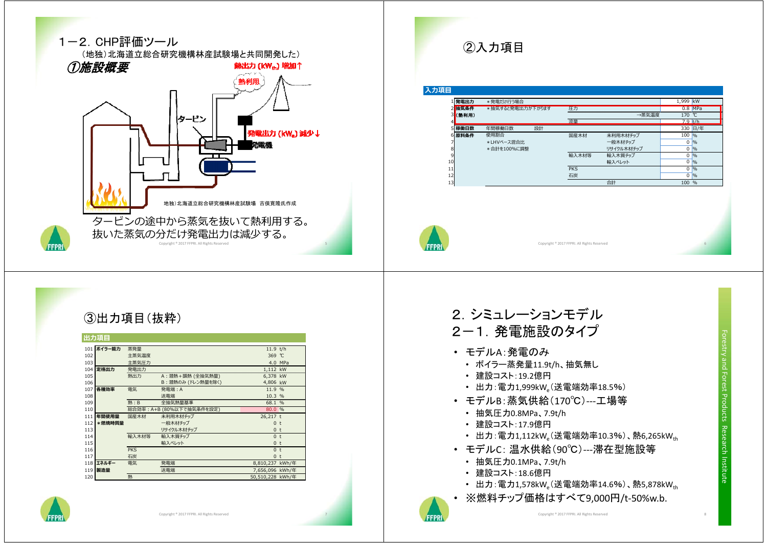# 1－2. CHP評価ツール

（地独）北海道立総合研究機構林産試験場と共同開発した）

## *①施設概要*

熱出力（$kW_{th}$）増加↑

熱利用

タービン

発電出力（$kW_e$）減少↓

発電機

地独）北海道立総合研究機構林産試験場　古俣寛隆氏作成

タービンの途中から蒸気を抜いて熱利用する。
抜いた蒸気の分だけ発電出力は減少する。

## ②入力項目

**入力項目**

| No. | 項目 | 説明 | 区分 | 細目 | 値 | 単位 |
|---|---|---|---|---|---|---|
| 1 | 発電出力 | ＊発電だけ行う場合 | | | 1,999 | kW |
| 2 | 抽気条件 | ＊抽気すると発電出力が下がります | 圧力 | | 0.8 | MPa |
| 3 | （熱利用） | | | →蒸気温度 | 170 | ℃ |
| 4 | | | 流量 | | 7.9 | t/h |
| 5 | 稼働日数 | 年間稼働日数　設計 | | | 330 | 日/年 |
| 6 | 原料条件 | 使用割合 | 国産木材 | 未利用木材チップ | 100 | % |
| 7 | | ＊LHVベース混合比 | | 一般木材チップ | 0 | % |
| 8 | | ＊合計を100%に調整 | | リサイクル木材チップ | 0 | % |
| 9 | | | 輸入木材等 | 輸入木質チップ | 0 | % |
| 10 | | | | 輸入ペレット | 0 | % |
| 11 | | | PKS | | 0 | % |
| 12 | | | 石炭 | | 0 | % |
| 13 | | | | 合計 | 100 | % |

## ③出力項目（抜粋）

**出力項目**

| No. | 項目 | 区分 | 細目 | 値 | 単位 |
|---|---|---|---|---|---|
| 101 | ボイラー能力 | 蒸発量 | | 11.9 | t/h |
| 102 | | 主蒸気温度 | | 369 | ℃ |
| 103 | | 主蒸気圧力 | | 4.0 | MPa |
| 104 | 定格出力 | 発電出力 | | 1,112 | kW |
| 105 | | 熱出力 | A：潜熱＋顕熱（全抽気熱量） | 6,378 | kW |
| 106 | | | B：潜熱のみ（ドレン熱量を除く） | 4,806 | kW |
| 107 | 各種効率 | 電気 | 発電端：A | 11.9 | % |
| 108 | | | 送電端 | 10.3 | % |
| 109 | | 熱：B | 全抽気熱量基準 | 68.1 | % |
| 110 | | 総合効率：A+B（80%以下で抽気条件を設定） | | 80.0 | % |
| 111 | 年間使用量 | 国産木材 | 未利用木材チップ | 26,217 | t |
| 112 | ＊燃焼時質量 | | 一般木材チップ | 0 | t |
| 113 | | | リサイクル木材チップ | 0 | t |
| 114 | | 輸入木材等 | 輸入木質チップ | 0 | t |
| 115 | | | 輸入ペレット | 0 | t |
| 116 | | PKS | | 0 | t |
| 117 | | 石炭 | | 0 | t |
| 118 | エネルギー | 電気 | 発電端 | 8,810,237 | kWh/年 |
| 119 | 製造量 | | 送電端 | 7,656,096 | kWh/年 |
| 120 | | 熱 | | 50,510,228 | kWh/年 |

# 2. シミュレーションモデル
## 2－1. 発電施設のタイプ

- モデルA：発電のみ
  - ボイラー蒸発量11.9t/h、抽気無し
  - 建設コスト：19.2億円
  - 出力：電力1,999$kW_e$（送電端効率18.5%）
- モデルB：蒸気供給（170℃）---工場等
  - 抽気圧力0.8MPa、7.9t/h
  - 建設コスト：17.9億円
  - 出力：電力1,112$kW_e$（送電端効率10.3%）、熱6,265$kW_{th}$
- モデルC：温水供給（90℃）---滞在型施設等
  - 抽気圧力0.1MPa、7.9t/h
  - 建設コスト：18.6億円
  - 出力：電力1,578$kW_e$（送電端効率14.6%）、熱5,878$kW_{th}$
- ※燃料チップ価格はすべて9,000円/t-50%w.b.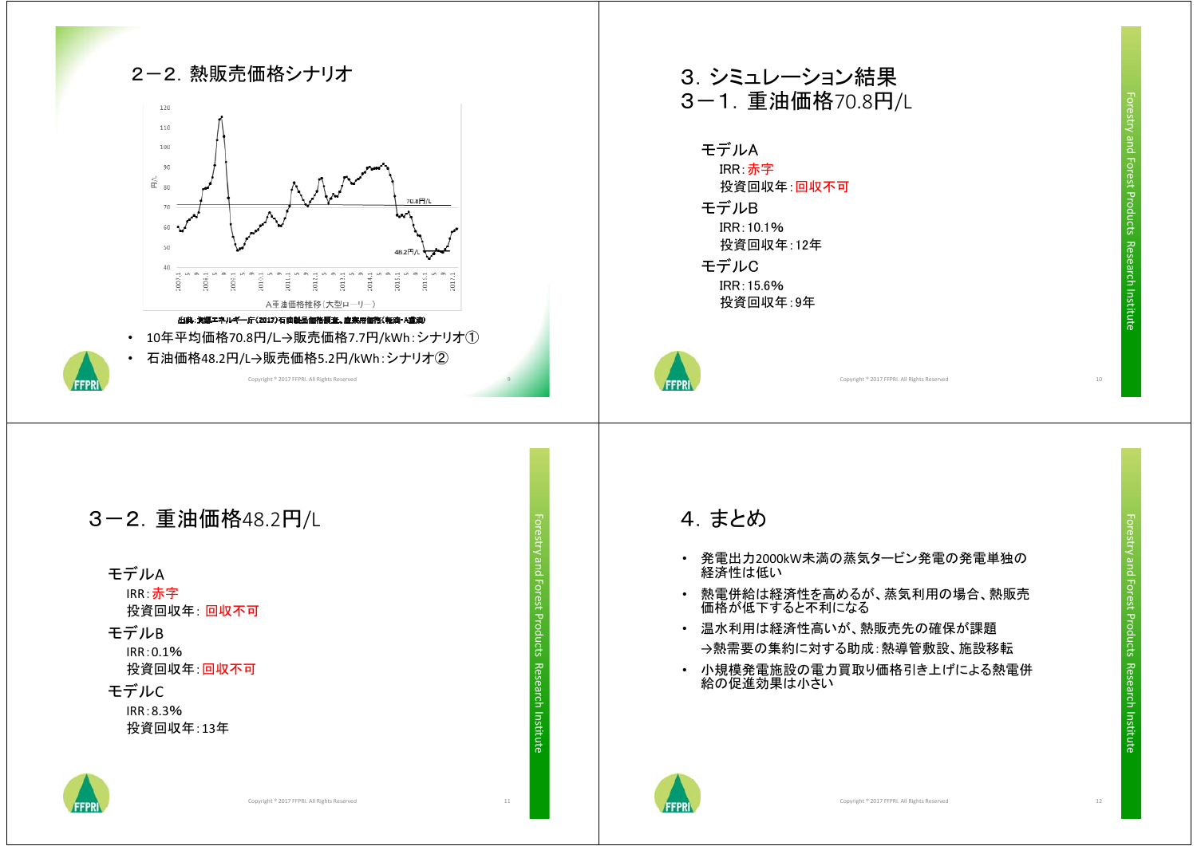## 2－2. 熱販売価格シナリオ

A重油価格推移（大型ローリー）

出典：資源エネルギー庁(2017)石油製品価格調査、産業用価格(軽油・A重油)

- 10年平均価格70.8円/L→販売価格7.7円/kWh：シナリオ①
- 石油価格48.2円/L→販売価格5.2円/kWh：シナリオ②

## 3. シミュレーション結果

## 3－1. 重油価格70.8円/L

モデルA
- IRR：赤字
- 投資回収年：回収不可

モデルB
- IRR：10.1%
- 投資回収年：12年

モデルC
- IRR：15.6%
- 投資回収年：9年

## 3－2. 重油価格48.2円/L

モデルA
- IRR：赤字
- 投資回収年：回収不可

モデルB
- IRR：0.1%
- 投資回収年：回収不可

モデルC
- IRR：8.3%
- 投資回収年：13年

## 4. まとめ

- 発電出力2000kW未満の蒸気タービン発電の発電単独の経済性は低い
- 熱電併給は経済性を高めるが、蒸気利用の場合、熱販売価格が低下すると不利になる
- 温水利用は経済性高いが、熱販売先の確保が課題
  →熱需要の集約に対する助成：熱導管敷設、施設移転
- 小規模発電施設の電力買取り価格引き上げによる熱電併給の促進効果は小さい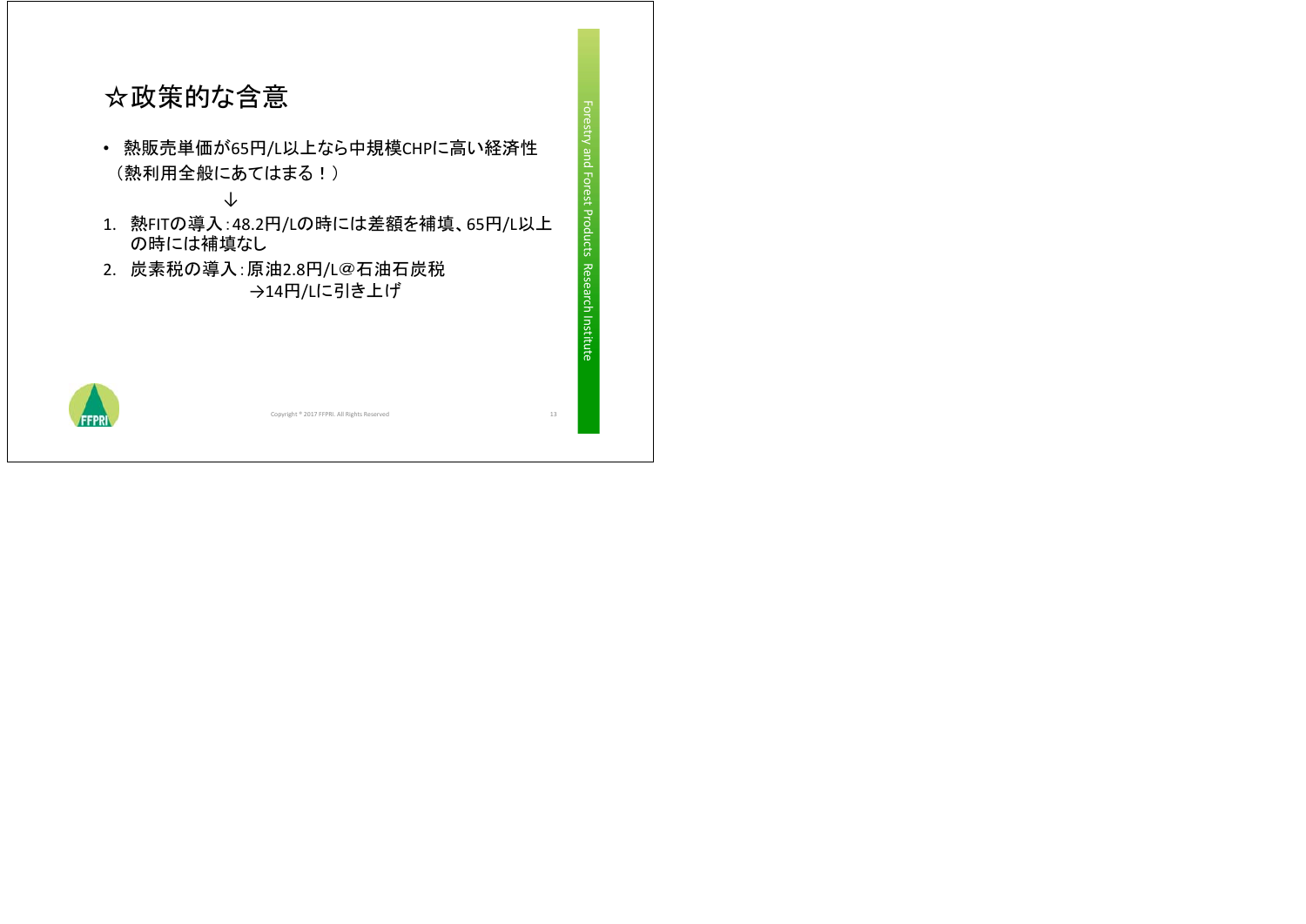# ☆政策的な含意

- 熱販売単価が65円/L以上なら中規模CHPに高い経済性（熱利用全般にあてはまる！）

↓

1. 熱FITの導入：48.2円/Lの時には差額を補填、65円/L以上の時には補填なし
2. 炭素税の導入：原油2.8円/L@石油石炭税 →14円/Lに引き上げ